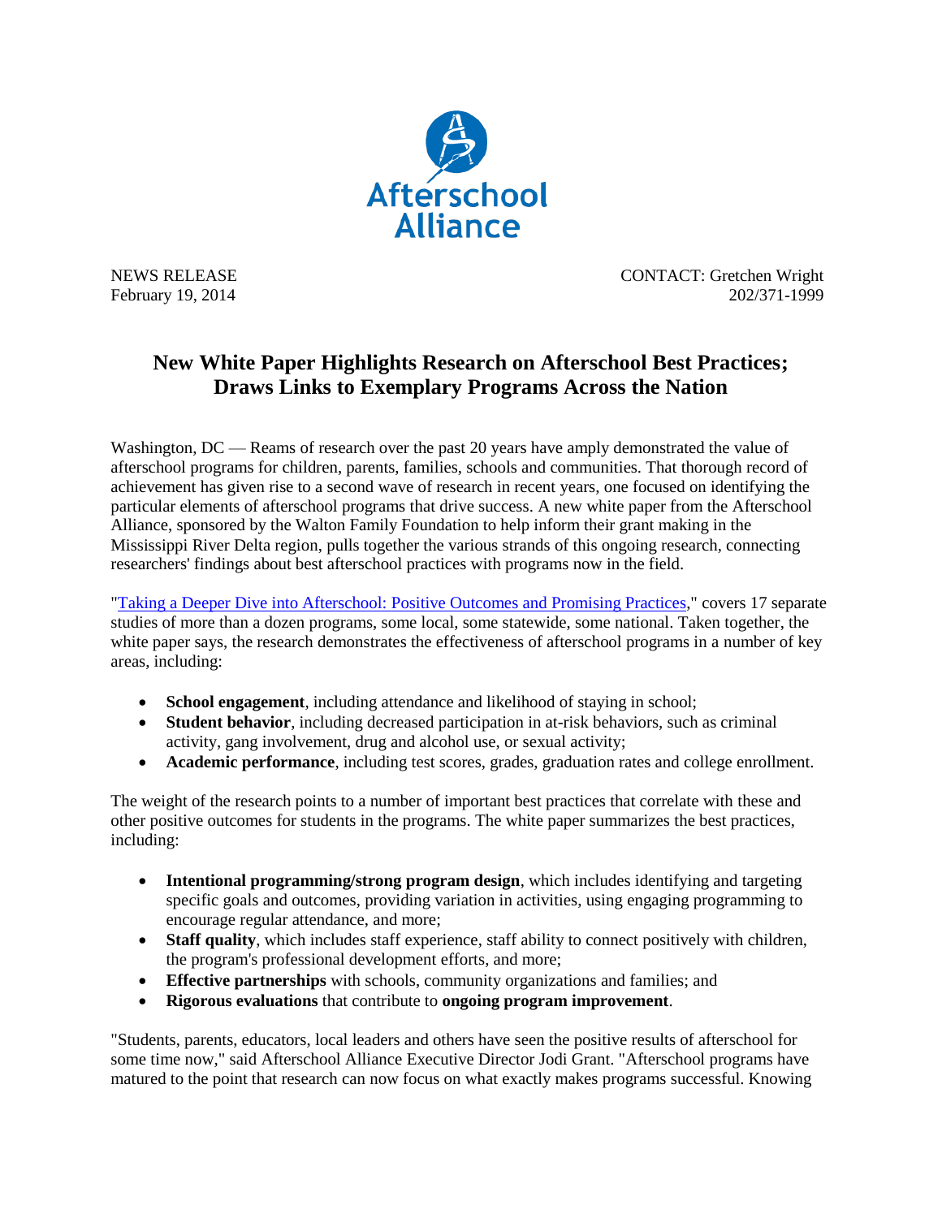Afterschool Alliance

NEWS RELEASE
February 19, 2014

CONTACT: Gretchen Wright
202/371-1999

# New White Paper Highlights Research on Afterschool Best Practices; Draws Links to Exemplary Programs Across the Nation

Washington, DC — Reams of research over the past 20 years have amply demonstrated the value of afterschool programs for children, parents, families, schools and communities. That thorough record of achievement has given rise to a second wave of research in recent years, one focused on identifying the particular elements of afterschool programs that drive success. A new white paper from the Afterschool Alliance, sponsored by the Walton Family Foundation to help inform their grant making in the Mississippi River Delta region, pulls together the various strands of this ongoing research, connecting researchers' findings about best afterschool practices with programs now in the field.

"Taking a Deeper Dive into Afterschool: Positive Outcomes and Promising Practices," covers 17 separate studies of more than a dozen programs, some local, some statewide, some national. Taken together, the white paper says, the research demonstrates the effectiveness of afterschool programs in a number of key areas, including:

- **School engagement**, including attendance and likelihood of staying in school;
- **Student behavior**, including decreased participation in at-risk behaviors, such as criminal activity, gang involvement, drug and alcohol use, or sexual activity;
- **Academic performance**, including test scores, grades, graduation rates and college enrollment.

The weight of the research points to a number of important best practices that correlate with these and other positive outcomes for students in the programs. The white paper summarizes the best practices, including:

- **Intentional programming/strong program design**, which includes identifying and targeting specific goals and outcomes, providing variation in activities, using engaging programming to encourage regular attendance, and more;
- **Staff quality**, which includes staff experience, staff ability to connect positively with children, the program's professional development efforts, and more;
- **Effective partnerships** with schools, community organizations and families; and
- **Rigorous evaluations** that contribute to **ongoing program improvement**.

"Students, parents, educators, local leaders and others have seen the positive results of afterschool for some time now," said Afterschool Alliance Executive Director Jodi Grant. "Afterschool programs have matured to the point that research can now focus on what exactly makes programs successful. Knowing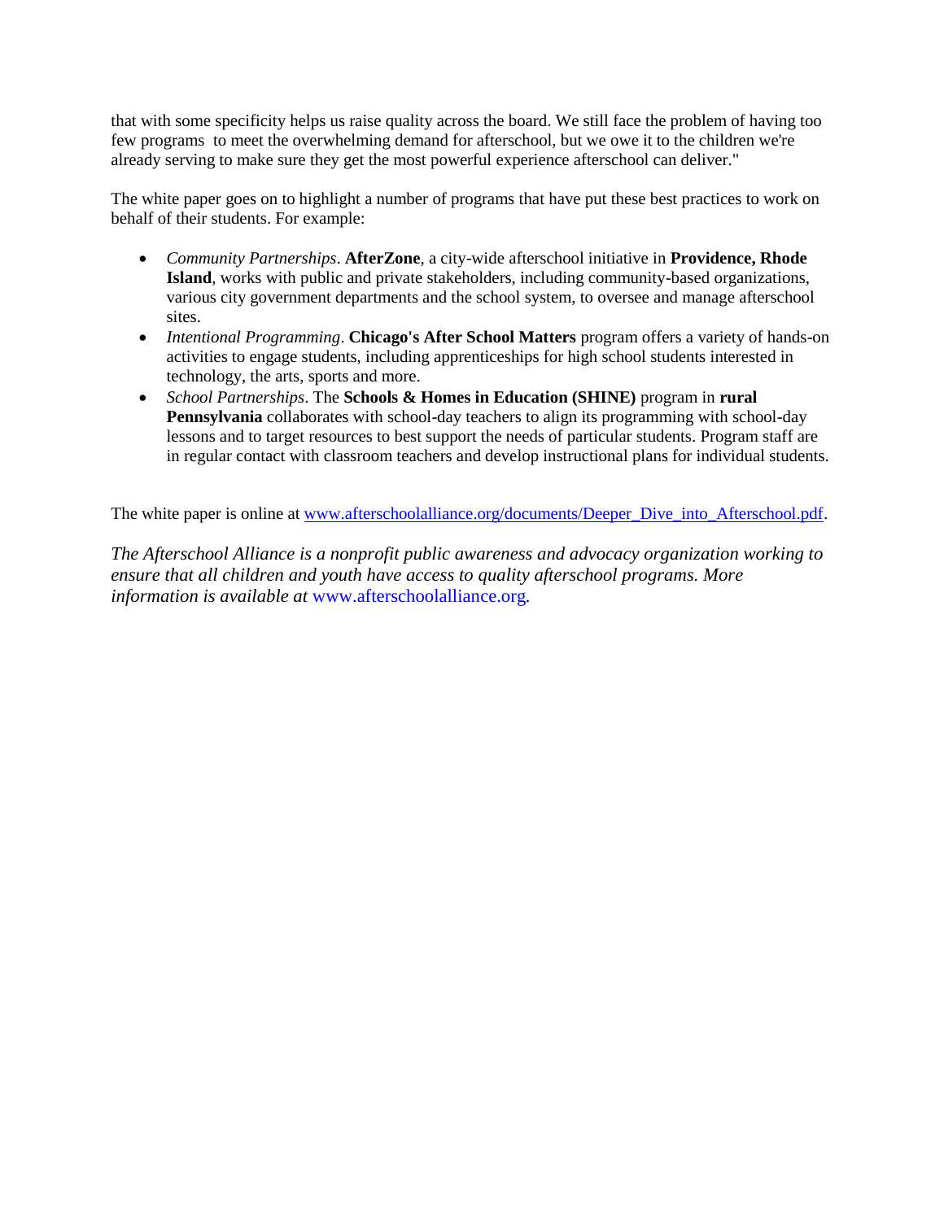that with some specificity helps us raise quality across the board. We still face the problem of having too few programs to meet the overwhelming demand for afterschool, but we owe it to the children we're already serving to make sure they get the most powerful experience afterschool can deliver."

The white paper goes on to highlight a number of programs that have put these best practices to work on behalf of their students. For example:

- *Community Partnerships*. **AfterZone**, a city-wide afterschool initiative in **Providence, Rhode Island**, works with public and private stakeholders, including community-based organizations, various city government departments and the school system, to oversee and manage afterschool sites.
- *Intentional Programming*. **Chicago's After School Matters** program offers a variety of hands-on activities to engage students, including apprenticeships for high school students interested in technology, the arts, sports and more.
- *School Partnerships*. The **Schools & Homes in Education (SHINE)** program in **rural Pennsylvania** collaborates with school-day teachers to align its programming with school-day lessons and to target resources to best support the needs of particular students. Program staff are in regular contact with classroom teachers and develop instructional plans for individual students.

The white paper is online at [www.afterschoolalliance.org/documents/Deeper_Dive_into_Afterschool.pdf](www.afterschoolalliance.org/documents/Deeper_Dive_into_Afterschool.pdf).

*The Afterschool Alliance is a nonprofit public awareness and advocacy organization working to ensure that all children and youth have access to quality afterschool programs. More information is available at* www.afterschoolalliance.org*.*